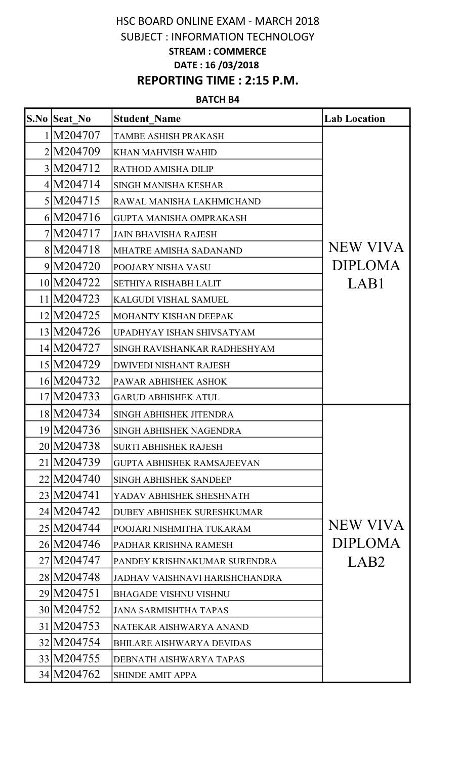# HSC BOARD ONLINE EXAM - MARCH 2018

## SUBJECT : INFORMATION TECHNOLOGY

**STREAM : COMMERCE**

**DATE : 16 /03/2018**

## REPORTING TIME : 2:15 P.M.

**BATCH B4**

| S.No | Seat_No | Student_Name | Lab Location |
|---|---|---|---|
| 1 | M204707 | TAMBE ASHISH PRAKASH | NEW VIVA DIPLOMA LAB1 |
| 2 | M204709 | KHAN MAHVISH WAHID | |
| 3 | M204712 | RATHOD AMISHA DILIP | |
| 4 | M204714 | SINGH MANISHA KESHAR | |
| 5 | M204715 | RAWAL MANISHA LAKHMICHAND | |
| 6 | M204716 | GUPTA MANISHA OMPRAKASH | |
| 7 | M204717 | JAIN BHAVISHA RAJESH | |
| 8 | M204718 | MHATRE AMISHA SADANAND | |
| 9 | M204720 | POOJARY NISHA VASU | |
| 10 | M204722 | SETHIYA RISHABH LALIT | |
| 11 | M204723 | KALGUDI VISHAL SAMUEL | |
| 12 | M204725 | MOHANTY KISHAN DEEPAK | |
| 13 | M204726 | UPADHYAY ISHAN SHIVSATYAM | |
| 14 | M204727 | SINGH RAVISHANKAR RADHESHYAM | |
| 15 | M204729 | DWIVEDI NISHANT RAJESH | |
| 16 | M204732 | PAWAR ABHISHEK ASHOK | |
| 17 | M204733 | GARUD ABHISHEK ATUL | |
| 18 | M204734 | SINGH ABHISHEK JITENDRA | NEW VIVA DIPLOMA LAB2 |
| 19 | M204736 | SINGH ABHISHEK NAGENDRA | |
| 20 | M204738 | SURTI ABHISHEK RAJESH | |
| 21 | M204739 | GUPTA ABHISHEK RAMSAJEEVAN | |
| 22 | M204740 | SINGH ABHISHEK SANDEEP | |
| 23 | M204741 | YADAV ABHISHEK SHESHNATH | |
| 24 | M204742 | DUBEY ABHISHEK SURESHKUMAR | |
| 25 | M204744 | POOJARI NISHMITHA TUKARAM | |
| 26 | M204746 | PADHAR KRISHNA RAMESH | |
| 27 | M204747 | PANDEY KRISHNAKUMAR SURENDRA | |
| 28 | M204748 | JADHAV VAISHNAVI HARISHCHANDRA | |
| 29 | M204751 | BHAGADE VISHNU VISHNU | |
| 30 | M204752 | JANA SARMISHTHA TAPAS | |
| 31 | M204753 | NATEKAR AISHWARYA ANAND | |
| 32 | M204754 | BHILARE AISHWARYA DEVIDAS | |
| 33 | M204755 | DEBNATH AISHWARYA TAPAS | |
| 34 | M204762 | SHINDE AMIT APPA | |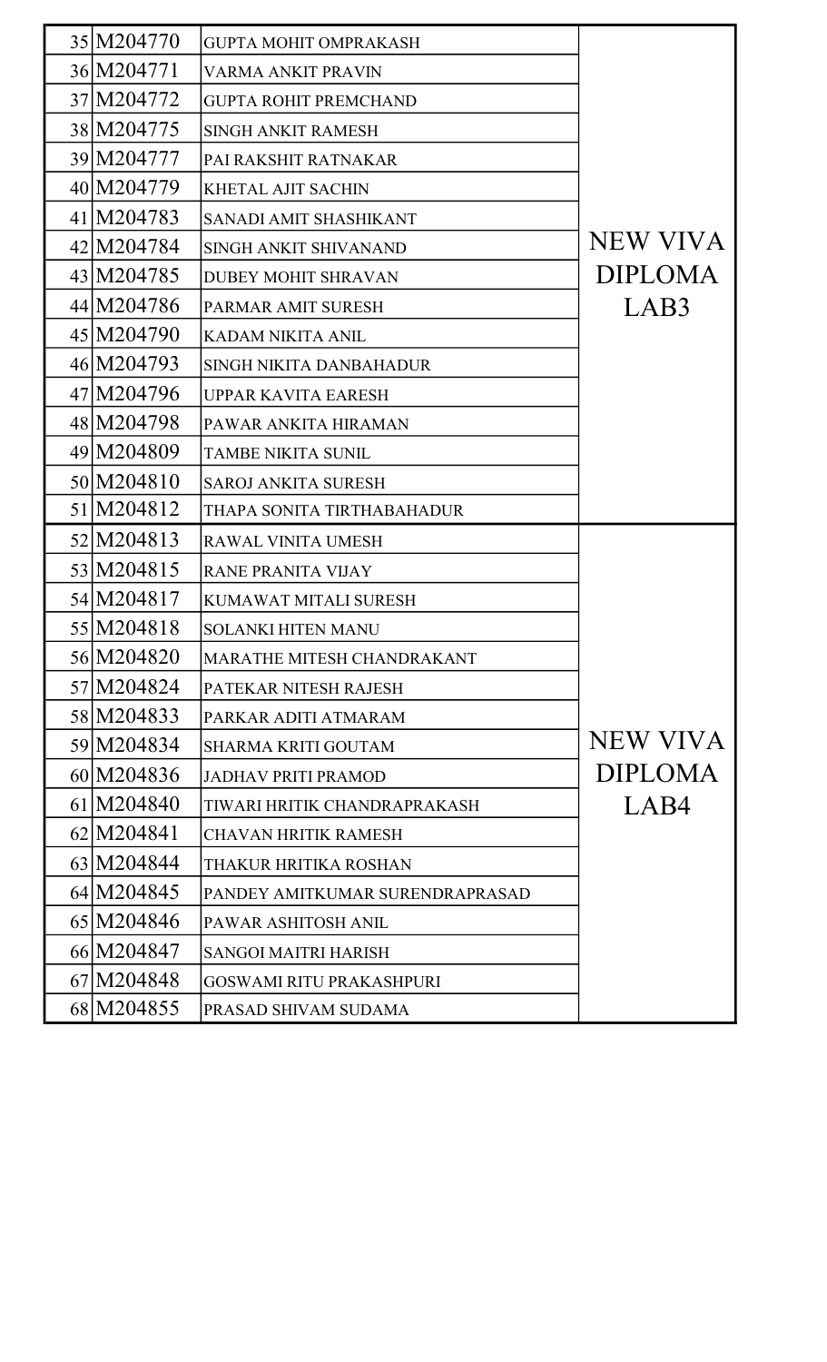| | | | |
|---|---|---|---|
| 35 | M204770 | GUPTA MOHIT OMPRAKASH | NEW VIVA DIPLOMA LAB3 |
| 36 | M204771 | VARMA ANKIT PRAVIN | |
| 37 | M204772 | GUPTA ROHIT PREMCHAND | |
| 38 | M204775 | SINGH ANKIT RAMESH | |
| 39 | M204777 | PAI RAKSHIT RATNAKAR | |
| 40 | M204779 | KHETAL AJIT SACHIN | |
| 41 | M204783 | SANADI AMIT SHASHIKANT | |
| 42 | M204784 | SINGH ANKIT SHIVANAND | |
| 43 | M204785 | DUBEY MOHIT SHRAVAN | |
| 44 | M204786 | PARMAR AMIT SURESH | |
| 45 | M204790 | KADAM NIKITA ANIL | |
| 46 | M204793 | SINGH NIKITA DANBAHADUR | |
| 47 | M204796 | UPPAR KAVITA EARESH | |
| 48 | M204798 | PAWAR ANKITA HIRAMAN | |
| 49 | M204809 | TAMBE NIKITA SUNIL | |
| 50 | M204810 | SAROJ ANKITA SURESH | |
| 51 | M204812 | THAPA SONITA TIRTHABAHADUR | |
| 52 | M204813 | RAWAL VINITA UMESH | NEW VIVA DIPLOMA LAB4 |
| 53 | M204815 | RANE PRANITA VIJAY | |
| 54 | M204817 | KUMAWAT MITALI SURESH | |
| 55 | M204818 | SOLANKI HITEN MANU | |
| 56 | M204820 | MARATHE MITESH CHANDRAKANT | |
| 57 | M204824 | PATEKAR NITESH RAJESH | |
| 58 | M204833 | PARKAR ADITI ATMARAM | |
| 59 | M204834 | SHARMA KRITI GOUTAM | |
| 60 | M204836 | JADHAV PRITI PRAMOD | |
| 61 | M204840 | TIWARI HRITIK CHANDRAPRAKASH | |
| 62 | M204841 | CHAVAN HRITIK RAMESH | |
| 63 | M204844 | THAKUR HRITIKA ROSHAN | |
| 64 | M204845 | PANDEY AMITKUMAR SURENDRAPRASAD | |
| 65 | M204846 | PAWAR ASHITOSH ANIL | |
| 66 | M204847 | SANGOI MAITRI HARISH | |
| 67 | M204848 | GOSWAMI RITU PRAKASHPURI | |
| 68 | M204855 | PRASAD SHIVAM SUDAMA | |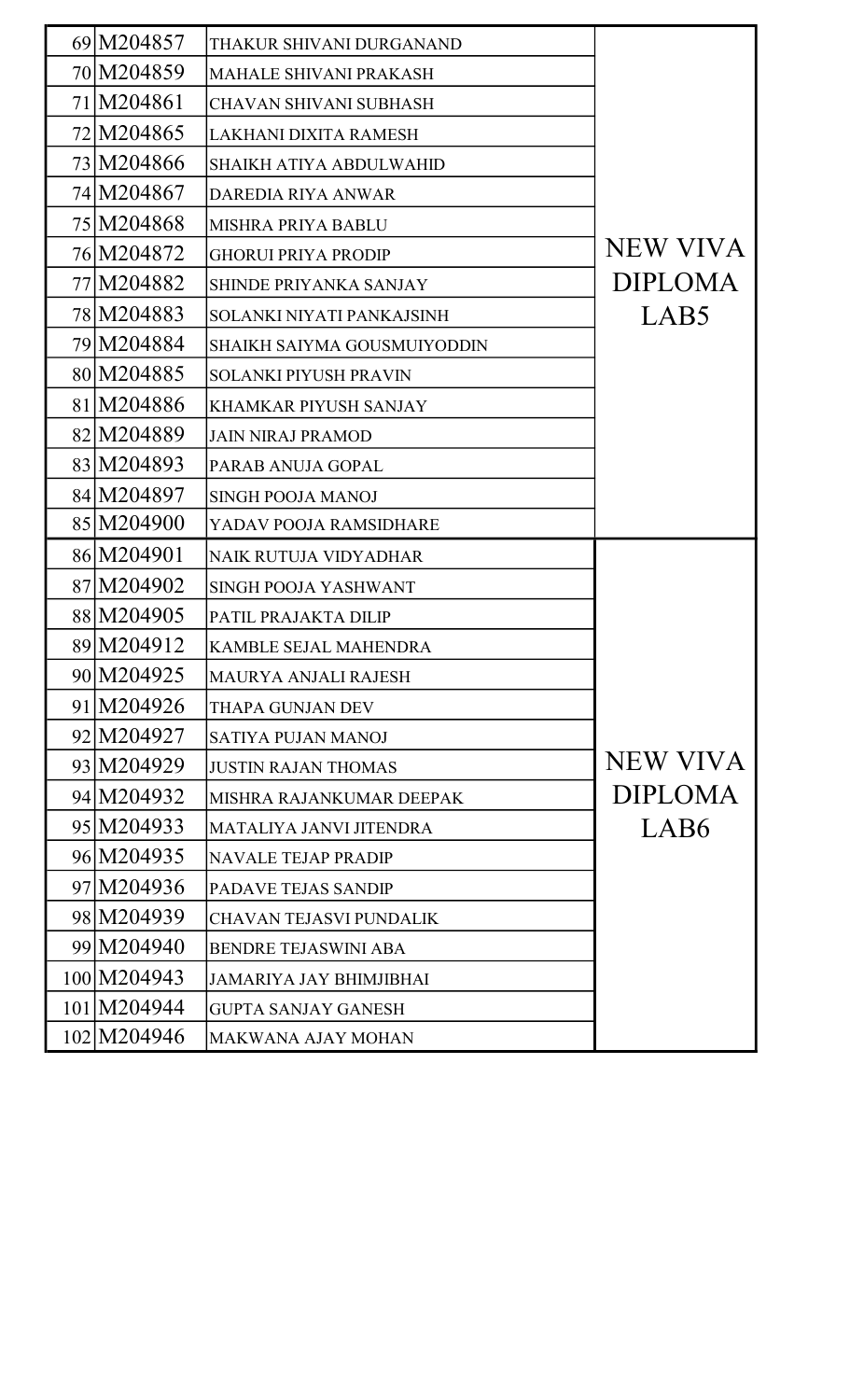| | | | |
|---|---|---|---|
| 69 | M204857 | THAKUR SHIVANI DURGANAND | NEW VIVA DIPLOMA LAB5 |
| 70 | M204859 | MAHALE SHIVANI PRAKASH | |
| 71 | M204861 | CHAVAN SHIVANI SUBHASH | |
| 72 | M204865 | LAKHANI DIXITA RAMESH | |
| 73 | M204866 | SHAIKH ATIYA ABDULWAHID | |
| 74 | M204867 | DAREDIA RIYA ANWAR | |
| 75 | M204868 | MISHRA PRIYA BABLU | |
| 76 | M204872 | GHORUI PRIYA PRODIP | |
| 77 | M204882 | SHINDE PRIYANKA SANJAY | |
| 78 | M204883 | SOLANKI NIYATI PANKAJSINH | |
| 79 | M204884 | SHAIKH SAIYMA GOUSMUIYODDIN | |
| 80 | M204885 | SOLANKI PIYUSH PRAVIN | |
| 81 | M204886 | KHAMKAR PIYUSH SANJAY | |
| 82 | M204889 | JAIN NIRAJ PRAMOD | |
| 83 | M204893 | PARAB ANUJA GOPAL | |
| 84 | M204897 | SINGH POOJA MANOJ | |
| 85 | M204900 | YADAV POOJA RAMSIDHARE | |
| 86 | M204901 | NAIK RUTUJA VIDYADHAR | NEW VIVA DIPLOMA LAB6 |
| 87 | M204902 | SINGH POOJA YASHWANT | |
| 88 | M204905 | PATIL PRAJAKTA DILIP | |
| 89 | M204912 | KAMBLE SEJAL MAHENDRA | |
| 90 | M204925 | MAURYA ANJALI RAJESH | |
| 91 | M204926 | THAPA GUNJAN DEV | |
| 92 | M204927 | SATIYA PUJAN MANOJ | |
| 93 | M204929 | JUSTIN RAJAN THOMAS | |
| 94 | M204932 | MISHRA RAJANKUMAR DEEPAK | |
| 95 | M204933 | MATALIYA JANVI JITENDRA | |
| 96 | M204935 | NAVALE TEJAP PRADIP | |
| 97 | M204936 | PADAVE TEJAS SANDIP | |
| 98 | M204939 | CHAVAN TEJASVI PUNDALIK | |
| 99 | M204940 | BENDRE TEJASWINI ABA | |
| 100 | M204943 | JAMARIYA JAY BHIMJIBHAI | |
| 101 | M204944 | GUPTA SANJAY GANESH | |
| 102 | M204946 | MAKWANA AJAY MOHAN | |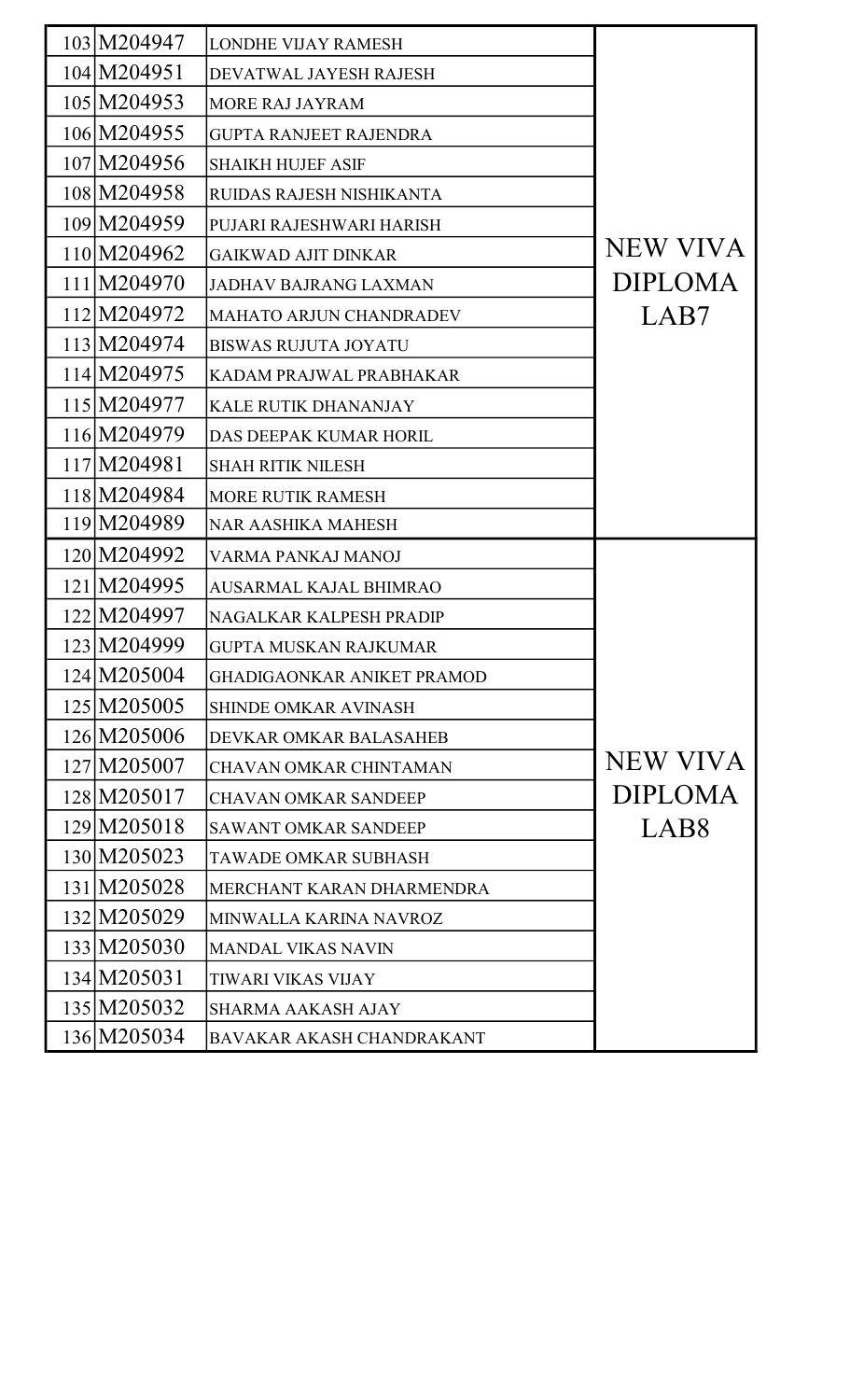| | | | |
|---|---|---|---|
| 103 | M204947 | LONDHE VIJAY RAMESH | NEW VIVA DIPLOMA LAB7 |
| 104 | M204951 | DEVATWAL JAYESH RAJESH | |
| 105 | M204953 | MORE RAJ JAYRAM | |
| 106 | M204955 | GUPTA RANJEET RAJENDRA | |
| 107 | M204956 | SHAIKH HUJEF ASIF | |
| 108 | M204958 | RUIDAS RAJESH NISHIKANTA | |
| 109 | M204959 | PUJARI RAJESHWARI HARISH | |
| 110 | M204962 | GAIKWAD AJIT DINKAR | |
| 111 | M204970 | JADHAV BAJRANG LAXMAN | |
| 112 | M204972 | MAHATO ARJUN CHANDRADEV | |
| 113 | M204974 | BISWAS RUJUTA JOYATU | |
| 114 | M204975 | KADAM PRAJWAL PRABHAKAR | |
| 115 | M204977 | KALE RUTIK DHANANJAY | |
| 116 | M204979 | DAS DEEPAK KUMAR HORIL | |
| 117 | M204981 | SHAH RITIK NILESH | |
| 118 | M204984 | MORE RUTIK RAMESH | |
| 119 | M204989 | NAR AASHIKA MAHESH | |
| 120 | M204992 | VARMA PANKAJ MANOJ | NEW VIVA DIPLOMA LAB8 |
| 121 | M204995 | AUSARMAL KAJAL BHIMRAO | |
| 122 | M204997 | NAGALKAR KALPESH PRADIP | |
| 123 | M204999 | GUPTA MUSKAN RAJKUMAR | |
| 124 | M205004 | GHADIGAONKAR ANIKET PRAMOD | |
| 125 | M205005 | SHINDE OMKAR AVINASH | |
| 126 | M205006 | DEVKAR OMKAR BALASAHEB | |
| 127 | M205007 | CHAVAN OMKAR CHINTAMAN | |
| 128 | M205017 | CHAVAN OMKAR SANDEEP | |
| 129 | M205018 | SAWANT OMKAR SANDEEP | |
| 130 | M205023 | TAWADE OMKAR SUBHASH | |
| 131 | M205028 | MERCHANT KARAN DHARMENDRA | |
| 132 | M205029 | MINWALLA KARINA NAVROZ | |
| 133 | M205030 | MANDAL VIKAS NAVIN | |
| 134 | M205031 | TIWARI VIKAS VIJAY | |
| 135 | M205032 | SHARMA AAKASH AJAY | |
| 136 | M205034 | BAVAKAR AKASH CHANDRAKANT | |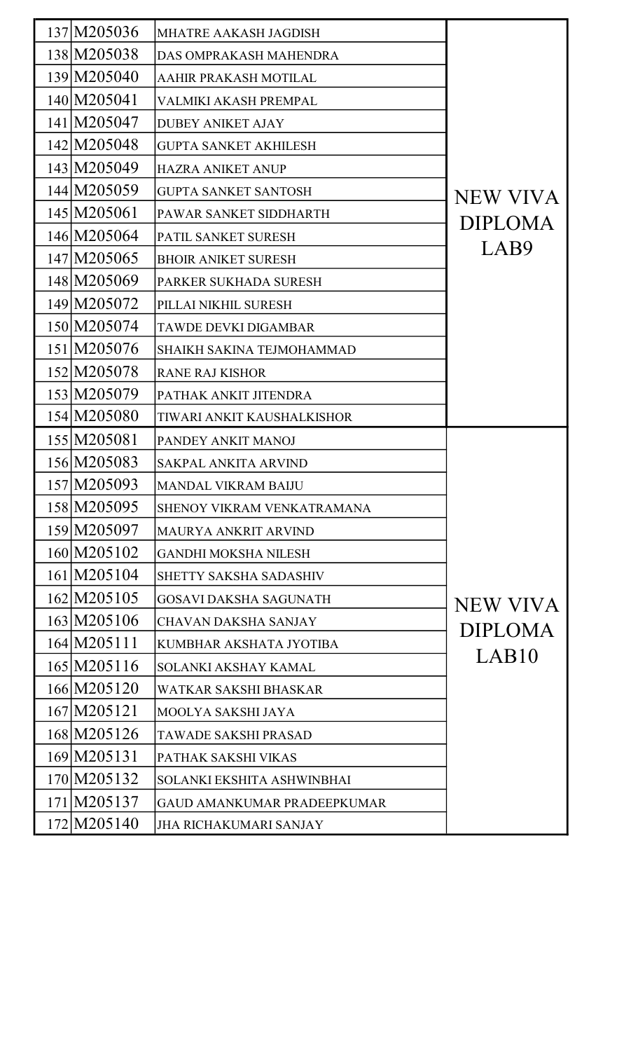| | | | |
|---|---|---|---|
| 137 | M205036 | MHATRE AAKASH JAGDISH | NEW VIVA DIPLOMA LAB9 |
| 138 | M205038 | DAS OMPRAKASH MAHENDRA | |
| 139 | M205040 | AAHIR PRAKASH MOTILAL | |
| 140 | M205041 | VALMIKI AKASH PREMPAL | |
| 141 | M205047 | DUBEY ANIKET AJAY | |
| 142 | M205048 | GUPTA SANKET AKHILESH | |
| 143 | M205049 | HAZRA ANIKET ANUP | |
| 144 | M205059 | GUPTA SANKET SANTOSH | |
| 145 | M205061 | PAWAR SANKET SIDDHARTH | |
| 146 | M205064 | PATIL SANKET SURESH | |
| 147 | M205065 | BHOIR ANIKET SURESH | |
| 148 | M205069 | PARKER SUKHADA SURESH | |
| 149 | M205072 | PILLAI NIKHIL SURESH | |
| 150 | M205074 | TAWDE DEVKI DIGAMBAR | |
| 151 | M205076 | SHAIKH SAKINA TEJMOHAMMAD | |
| 152 | M205078 | RANE RAJ KISHOR | |
| 153 | M205079 | PATHAK ANKIT JITENDRA | |
| 154 | M205080 | TIWARI ANKIT KAUSHALKISHOR | |
| 155 | M205081 | PANDEY ANKIT MANOJ | NEW VIVA DIPLOMA LAB10 |
| 156 | M205083 | SAKPAL ANKITA ARVIND | |
| 157 | M205093 | MANDAL VIKRAM BAIJU | |
| 158 | M205095 | SHENOY VIKRAM VENKATRAMANA | |
| 159 | M205097 | MAURYA ANKRIT ARVIND | |
| 160 | M205102 | GANDHI MOKSHA NILESH | |
| 161 | M205104 | SHETTY SAKSHA SADASHIV | |
| 162 | M205105 | GOSAVI DAKSHA SAGUNATH | |
| 163 | M205106 | CHAVAN DAKSHA SANJAY | |
| 164 | M205111 | KUMBHAR AKSHATA JYOTIBA | |
| 165 | M205116 | SOLANKI AKSHAY KAMAL | |
| 166 | M205120 | WATKAR SAKSHI BHASKAR | |
| 167 | M205121 | MOOLYA SAKSHI JAYA | |
| 168 | M205126 | TAWADE SAKSHI PRASAD | |
| 169 | M205131 | PATHAK SAKSHI VIKAS | |
| 170 | M205132 | SOLANKI EKSHITA ASHWINBHAI | |
| 171 | M205137 | GAUD AMANKUMAR PRADEEPKUMAR | |
| 172 | M205140 | JHA RICHAKUMARI SANJAY | |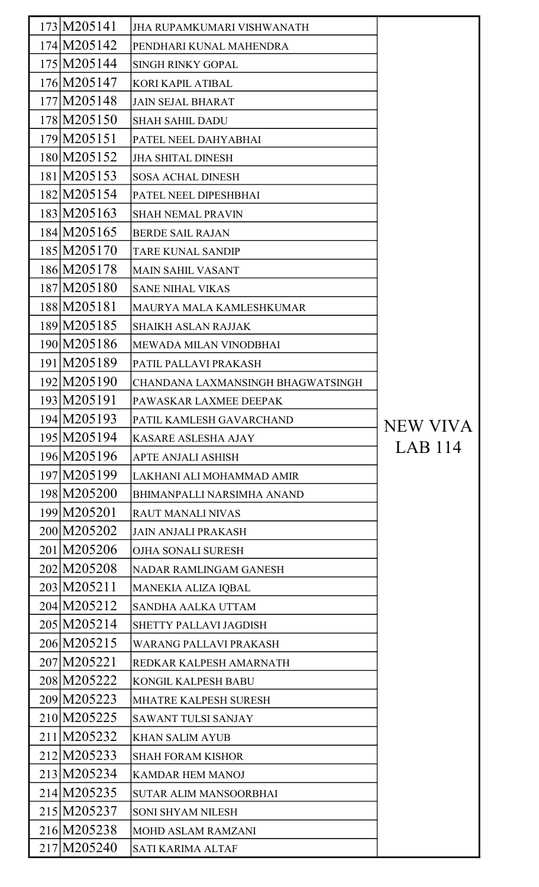| | | | |
|---|---|---|---|
| 173 | M205141 | JHA RUPAMKUMARI VISHWANATH | NEW VIVA LAB 114 |
| 174 | M205142 | PENDHARI KUNAL MAHENDRA | |
| 175 | M205144 | SINGH RINKY GOPAL | |
| 176 | M205147 | KORI KAPIL ATIBAL | |
| 177 | M205148 | JAIN SEJAL BHARAT | |
| 178 | M205150 | SHAH SAHIL DADU | |
| 179 | M205151 | PATEL NEEL DAHYABHAI | |
| 180 | M205152 | JHA SHITAL DINESH | |
| 181 | M205153 | SOSA ACHAL DINESH | |
| 182 | M205154 | PATEL NEEL DIPESHBHAI | |
| 183 | M205163 | SHAH NEMAL PRAVIN | |
| 184 | M205165 | BERDE SAIL RAJAN | |
| 185 | M205170 | TARE KUNAL SANDIP | |
| 186 | M205178 | MAIN SAHIL VASANT | |
| 187 | M205180 | SANE NIHAL VIKAS | |
| 188 | M205181 | MAURYA MALA KAMLESHKUMAR | |
| 189 | M205185 | SHAIKH ASLAN RAJJAK | |
| 190 | M205186 | MEWADA MILAN VINODBHAI | |
| 191 | M205189 | PATIL PALLAVI PRAKASH | |
| 192 | M205190 | CHANDANA LAXMANSINGH BHAGWATSINGH | |
| 193 | M205191 | PAWASKAR LAXMEE DEEPAK | |
| 194 | M205193 | PATIL KAMLESH GAVARCHAND | |
| 195 | M205194 | KASARE ASLESHA AJAY | |
| 196 | M205196 | APTE ANJALI ASHISH | |
| 197 | M205199 | LAKHANI ALI MOHAMMAD AMIR | |
| 198 | M205200 | BHIMANPALLI NARSIMHA ANAND | |
| 199 | M205201 | RAUT MANALI NIVAS | |
| 200 | M205202 | JAIN ANJALI PRAKASH | |
| 201 | M205206 | OJHA SONALI SURESH | |
| 202 | M205208 | NADAR RAMLINGAM GANESH | |
| 203 | M205211 | MANEKIA ALIZA IQBAL | |
| 204 | M205212 | SANDHA AALKA UTTAM | |
| 205 | M205214 | SHETTY PALLAVI JAGDISH | |
| 206 | M205215 | WARANG PALLAVI PRAKASH | |
| 207 | M205221 | REDKAR KALPESH AMARNATH | |
| 208 | M205222 | KONGIL KALPESH BABU | |
| 209 | M205223 | MHATRE KALPESH SURESH | |
| 210 | M205225 | SAWANT TULSI SANJAY | |
| 211 | M205232 | KHAN SALIM AYUB | |
| 212 | M205233 | SHAH FORAM KISHOR | |
| 213 | M205234 | KAMDAR HEM MANOJ | |
| 214 | M205235 | SUTAR ALIM MANSOORBHAI | |
| 215 | M205237 | SONI SHYAM NILESH | |
| 216 | M205238 | MOHD ASLAM RAMZANI | |
| 217 | M205240 | SATI KARIMA ALTAF | |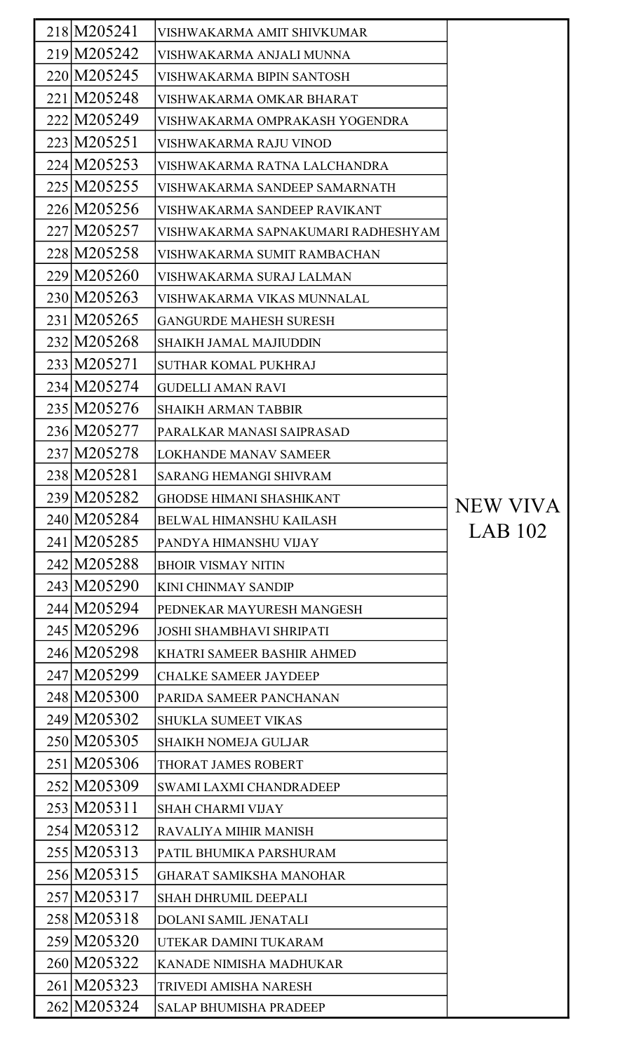| | | | |
|---|---|---|---|
| 218 | M205241 | VISHWAKARMA AMIT SHIVKUMAR | NEW VIVA LAB 102 |
| 219 | M205242 | VISHWAKARMA ANJALI MUNNA | |
| 220 | M205245 | VISHWAKARMA BIPIN SANTOSH | |
| 221 | M205248 | VISHWAKARMA OMKAR BHARAT | |
| 222 | M205249 | VISHWAKARMA OMPRAKASH YOGENDRA | |
| 223 | M205251 | VISHWAKARMA RAJU VINOD | |
| 224 | M205253 | VISHWAKARMA RATNA LALCHANDRA | |
| 225 | M205255 | VISHWAKARMA SANDEEP SAMARNATH | |
| 226 | M205256 | VISHWAKARMA SANDEEP RAVIKANT | |
| 227 | M205257 | VISHWAKARMA SAPNAKUMARI RADHESHYAM | |
| 228 | M205258 | VISHWAKARMA SUMIT RAMBACHAN | |
| 229 | M205260 | VISHWAKARMA SURAJ LALMAN | |
| 230 | M205263 | VISHWAKARMA VIKAS MUNNALAL | |
| 231 | M205265 | GANGURDE MAHESH SURESH | |
| 232 | M205268 | SHAIKH JAMAL MAJIUDDIN | |
| 233 | M205271 | SUTHAR KOMAL PUKHRAJ | |
| 234 | M205274 | GUDELLI AMAN RAVI | |
| 235 | M205276 | SHAIKH ARMAN TABBIR | |
| 236 | M205277 | PARALKAR MANASI SAIPRASAD | |
| 237 | M205278 | LOKHANDE MANAV SAMEER | |
| 238 | M205281 | SARANG HEMANGI SHIVRAM | |
| 239 | M205282 | GHODSE HIMANI SHASHIKANT | |
| 240 | M205284 | BELWAL HIMANSHU KAILASH | |
| 241 | M205285 | PANDYA HIMANSHU VIJAY | |
| 242 | M205288 | BHOIR VISMAY NITIN | |
| 243 | M205290 | KINI CHINMAY SANDIP | |
| 244 | M205294 | PEDNEKAR MAYURESH MANGESH | |
| 245 | M205296 | JOSHI SHAMBHAVI SHRIPATI | |
| 246 | M205298 | KHATRI SAMEER BASHIR AHMED | |
| 247 | M205299 | CHALKE SAMEER JAYDEEP | |
| 248 | M205300 | PARIDA SAMEER PANCHANAN | |
| 249 | M205302 | SHUKLA SUMEET VIKAS | |
| 250 | M205305 | SHAIKH NOMEJA GULJAR | |
| 251 | M205306 | THORAT JAMES ROBERT | |
| 252 | M205309 | SWAMI LAXMI CHANDRADEEP | |
| 253 | M205311 | SHAH CHARMI VIJAY | |
| 254 | M205312 | RAVALIYA MIHIR MANISH | |
| 255 | M205313 | PATIL BHUMIKA PARSHURAM | |
| 256 | M205315 | GHARAT SAMIKSHA MANOHAR | |
| 257 | M205317 | SHAH DHRUMIL DEEPALI | |
| 258 | M205318 | DOLANI SAMIL JENATALI | |
| 259 | M205320 | UTEKAR DAMINI TUKARAM | |
| 260 | M205322 | KANADE NIMISHA MADHUKAR | |
| 261 | M205323 | TRIVEDI AMISHA NARESH | |
| 262 | M205324 | SALAP BHUMISHA PRADEEP | |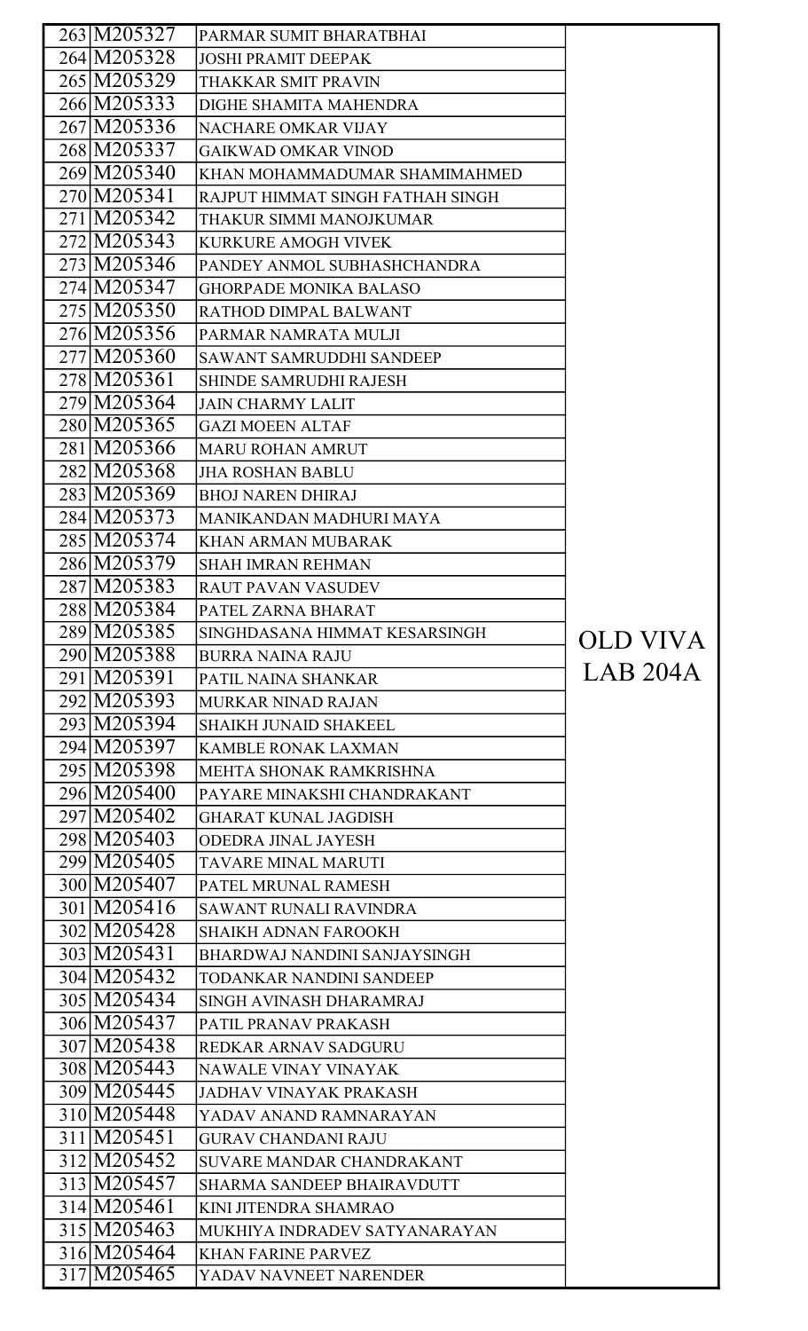| | | | |
|---|---|---|---|
| 263 | M205327 | PARMAR SUMIT BHARATBHAI | OLD VIVA LAB 204A |
| 264 | M205328 | JOSHI PRAMIT DEEPAK | |
| 265 | M205329 | THAKKAR SMIT PRAVIN | |
| 266 | M205333 | DIGHE SHAMITA MAHENDRA | |
| 267 | M205336 | NACHARE OMKAR VIJAY | |
| 268 | M205337 | GAIKWAD OMKAR VINOD | |
| 269 | M205340 | KHAN MOHAMMADUMAR SHAMIMAHMED | |
| 270 | M205341 | RAJPUT HIMMAT SINGH FATHAH SINGH | |
| 271 | M205342 | THAKUR SIMMI MANOJKUMAR | |
| 272 | M205343 | KURKURE AMOGH VIVEK | |
| 273 | M205346 | PANDEY ANMOL SUBHASHCHANDRA | |
| 274 | M205347 | GHORPADE MONIKA BALASO | |
| 275 | M205350 | RATHOD DIMPAL BALWANT | |
| 276 | M205356 | PARMAR NAMRATA MULJI | |
| 277 | M205360 | SAWANT SAMRUDDHI SANDEEP | |
| 278 | M205361 | SHINDE SAMRUDHI RAJESH | |
| 279 | M205364 | JAIN CHARMY LALIT | |
| 280 | M205365 | GAZI MOEEN ALTAF | |
| 281 | M205366 | MARU ROHAN AMRUT | |
| 282 | M205368 | JHA ROSHAN BABLU | |
| 283 | M205369 | BHOJ NAREN DHIRAJ | |
| 284 | M205373 | MANIKANDAN MADHURI MAYA | |
| 285 | M205374 | KHAN ARMAN MUBARAK | |
| 286 | M205379 | SHAH IMRAN REHMAN | |
| 287 | M205383 | RAUT PAVAN VASUDEV | |
| 288 | M205384 | PATEL ZARNA BHARAT | |
| 289 | M205385 | SINGHDASANA HIMMAT KESARSINGH | |
| 290 | M205388 | BURRA NAINA RAJU | |
| 291 | M205391 | PATIL NAINA SHANKAR | |
| 292 | M205393 | MURKAR NINAD RAJAN | |
| 293 | M205394 | SHAIKH JUNAID SHAKEEL | |
| 294 | M205397 | KAMBLE RONAK LAXMAN | |
| 295 | M205398 | MEHTA SHONAK RAMKRISHNA | |
| 296 | M205400 | PAYARE MINAKSHI CHANDRAKANT | |
| 297 | M205402 | GHARAT KUNAL JAGDISH | |
| 298 | M205403 | ODEDRA JINAL JAYESH | |
| 299 | M205405 | TAVARE MINAL MARUTI | |
| 300 | M205407 | PATEL MRUNAL RAMESH | |
| 301 | M205416 | SAWANT RUNALI RAVINDRA | |
| 302 | M205428 | SHAIKH ADNAN FAROOKH | |
| 303 | M205431 | BHARDWAJ NANDINI SANJAYSINGH | |
| 304 | M205432 | TODANKAR NANDINI SANDEEP | |
| 305 | M205434 | SINGH AVINASH DHARAMRAJ | |
| 306 | M205437 | PATIL PRANAV PRAKASH | |
| 307 | M205438 | REDKAR ARNAV SADGURU | |
| 308 | M205443 | NAWALE VINAY VINAYAK | |
| 309 | M205445 | JADHAV VINAYAK PRAKASH | |
| 310 | M205448 | YADAV ANAND RAMNARAYAN | |
| 311 | M205451 | GURAV CHANDANI RAJU | |
| 312 | M205452 | SUVARE MANDAR CHANDRAKANT | |
| 313 | M205457 | SHARMA SANDEEP BHAIRAVDUTT | |
| 314 | M205461 | KINI JITENDRA SHAMRAO | |
| 315 | M205463 | MUKHIYA INDRADEV SATYANARAYAN | |
| 316 | M205464 | KHAN FARINE PARVEZ | |
| 317 | M205465 | YADAV NAVNEET NARENDER | |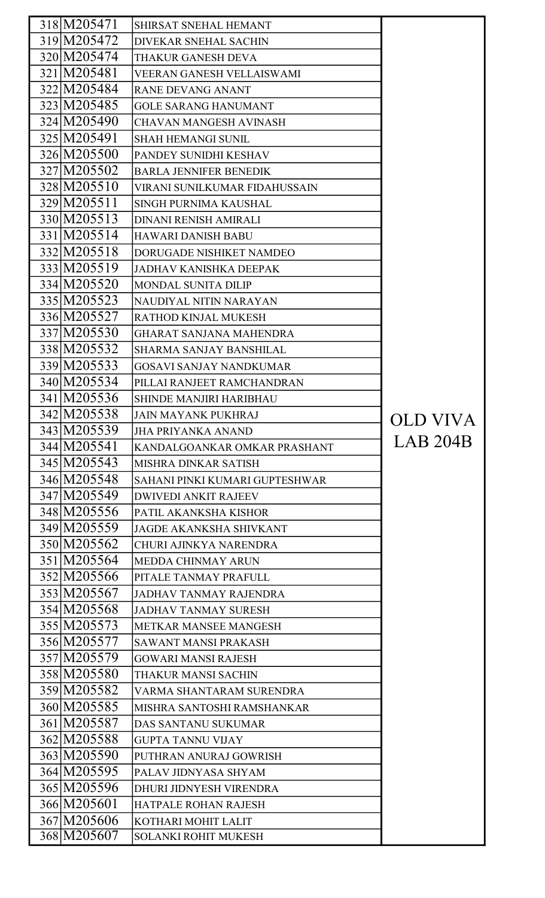| | | | |
|---|---|---|---|
| 318 | M205471 | SHIRSAT SNEHAL HEMANT | OLD VIVA LAB 204B |
| 319 | M205472 | DIVEKAR SNEHAL SACHIN | |
| 320 | M205474 | THAKUR GANESH DEVA | |
| 321 | M205481 | VEERAN GANESH VELLAISWAMI | |
| 322 | M205484 | RANE DEVANG ANANT | |
| 323 | M205485 | GOLE SARANG HANUMANT | |
| 324 | M205490 | CHAVAN MANGESH AVINASH | |
| 325 | M205491 | SHAH HEMANGI SUNIL | |
| 326 | M205500 | PANDEY SUNIDHI KESHAV | |
| 327 | M205502 | BARLA JENNIFER BENEDIK | |
| 328 | M205510 | VIRANI SUNILKUMAR FIDAHUSSAIN | |
| 329 | M205511 | SINGH PURNIMA KAUSHAL | |
| 330 | M205513 | DINANI RENISH AMIRALI | |
| 331 | M205514 | HAWARI DANISH BABU | |
| 332 | M205518 | DORUGADE NISHIKET NAMDEO | |
| 333 | M205519 | JADHAV KANISHKA DEEPAK | |
| 334 | M205520 | MONDAL SUNITA DILIP | |
| 335 | M205523 | NAUDIYAL NITIN NARAYAN | |
| 336 | M205527 | RATHOD KINJAL MUKESH | |
| 337 | M205530 | GHARAT SANJANA MAHENDRA | |
| 338 | M205532 | SHARMA SANJAY BANSHILAL | |
| 339 | M205533 | GOSAVI SANJAY NANDKUMAR | |
| 340 | M205534 | PILLAI RANJEET RAMCHANDRAN | |
| 341 | M205536 | SHINDE MANJIRI HARIBHAU | |
| 342 | M205538 | JAIN MAYANK PUKHRAJ | |
| 343 | M205539 | JHA PRIYANKA ANAND | |
| 344 | M205541 | KANDALGOANKAR OMKAR PRASHANT | |
| 345 | M205543 | MISHRA DINKAR SATISH | |
| 346 | M205548 | SAHANI PINKI KUMARI GUPTESHWAR | |
| 347 | M205549 | DWIVEDI ANKIT RAJEEV | |
| 348 | M205556 | PATIL AKANKSHA KISHOR | |
| 349 | M205559 | JAGDE AKANKSHA SHIVKANT | |
| 350 | M205562 | CHURI AJINKYA NARENDRA | |
| 351 | M205564 | MEDDA CHINMAY ARUN | |
| 352 | M205566 | PITALE TANMAY PRAFULL | |
| 353 | M205567 | JADHAV TANMAY RAJENDRA | |
| 354 | M205568 | JADHAV TANMAY SURESH | |
| 355 | M205573 | METKAR MANSEE MANGESH | |
| 356 | M205577 | SAWANT MANSI PRAKASH | |
| 357 | M205579 | GOWARI MANSI RAJESH | |
| 358 | M205580 | THAKUR MANSI SACHIN | |
| 359 | M205582 | VARMA SHANTARAM SURENDRA | |
| 360 | M205585 | MISHRA SANTOSHI RAMSHANKAR | |
| 361 | M205587 | DAS SANTANU SUKUMAR | |
| 362 | M205588 | GUPTA TANNU VIJAY | |
| 363 | M205590 | PUTHRAN ANURAJ GOWRISH | |
| 364 | M205595 | PALAV JIDNYASA SHYAM | |
| 365 | M205596 | DHURI JIDNYESH VIRENDRA | |
| 366 | M205601 | HATPALE ROHAN RAJESH | |
| 367 | M205606 | KOTHARI MOHIT LALIT | |
| 368 | M205607 | SOLANKI ROHIT MUKESH | |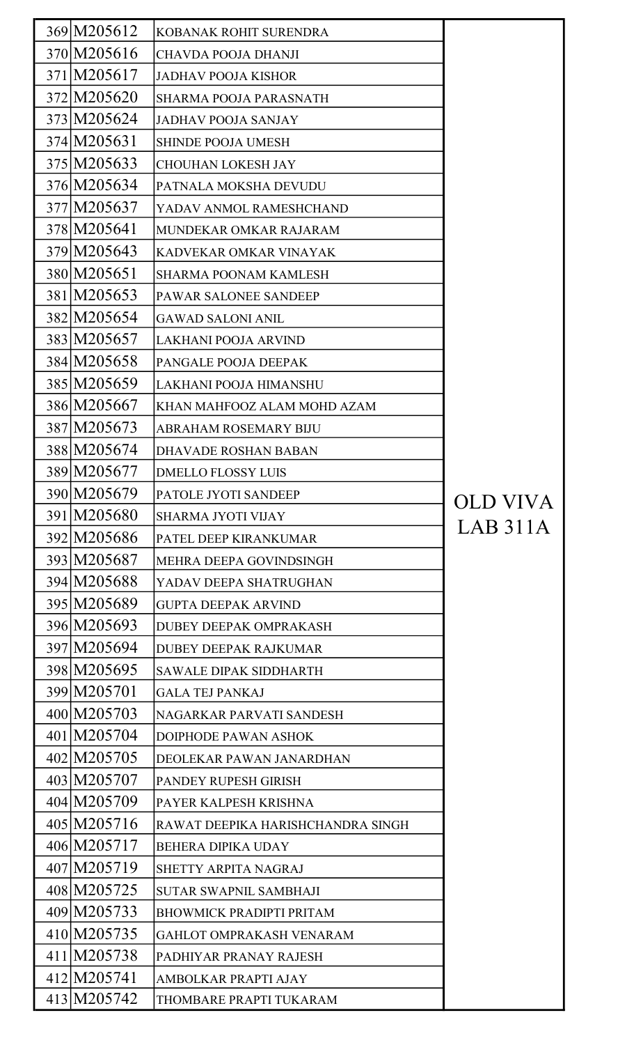| | | | |
|---|---|---|---|
| 369 | M205612 | KOBANAK ROHIT SURENDRA | OLD VIVA LAB 311A |
| 370 | M205616 | CHAVDA POOJA DHANJI | |
| 371 | M205617 | JADHAV POOJA KISHOR | |
| 372 | M205620 | SHARMA POOJA PARASNATH | |
| 373 | M205624 | JADHAV POOJA SANJAY | |
| 374 | M205631 | SHINDE POOJA UMESH | |
| 375 | M205633 | CHOUHAN LOKESH JAY | |
| 376 | M205634 | PATNALA MOKSHA DEVUDU | |
| 377 | M205637 | YADAV ANMOL RAMESHCHAND | |
| 378 | M205641 | MUNDEKAR OMKAR RAJARAM | |
| 379 | M205643 | KADVEKAR OMKAR VINAYAK | |
| 380 | M205651 | SHARMA POONAM KAMLESH | |
| 381 | M205653 | PAWAR SALONEE SANDEEP | |
| 382 | M205654 | GAWAD SALONI ANIL | |
| 383 | M205657 | LAKHANI POOJA ARVIND | |
| 384 | M205658 | PANGALE POOJA DEEPAK | |
| 385 | M205659 | LAKHANI POOJA HIMANSHU | |
| 386 | M205667 | KHAN MAHFOOZ ALAM MOHD AZAM | |
| 387 | M205673 | ABRAHAM ROSEMARY BIJU | |
| 388 | M205674 | DHAVADE ROSHAN BABAN | |
| 389 | M205677 | DMELLO FLOSSY LUIS | |
| 390 | M205679 | PATOLE JYOTI SANDEEP | |
| 391 | M205680 | SHARMA JYOTI VIJAY | |
| 392 | M205686 | PATEL DEEP KIRANKUMAR | |
| 393 | M205687 | MEHRA DEEPA GOVINDSINGH | |
| 394 | M205688 | YADAV DEEPA SHATRUGHAN | |
| 395 | M205689 | GUPTA DEEPAK ARVIND | |
| 396 | M205693 | DUBEY DEEPAK OMPRAKASH | |
| 397 | M205694 | DUBEY DEEPAK RAJKUMAR | |
| 398 | M205695 | SAWALE DIPAK SIDDHARTH | |
| 399 | M205701 | GALA TEJ PANKAJ | |
| 400 | M205703 | NAGARKAR PARVATI SANDESH | |
| 401 | M205704 | DOIPHODE PAWAN ASHOK | |
| 402 | M205705 | DEOLEKAR PAWAN JANARDHAN | |
| 403 | M205707 | PANDEY RUPESH GIRISH | |
| 404 | M205709 | PAYER KALPESH KRISHNA | |
| 405 | M205716 | RAWAT DEEPIKA HARISHCHANDRA SINGH | |
| 406 | M205717 | BEHERA DIPIKA UDAY | |
| 407 | M205719 | SHETTY ARPITA NAGRAJ | |
| 408 | M205725 | SUTAR SWAPNIL SAMBHAJI | |
| 409 | M205733 | BHOWMICK PRADIPTI PRITAM | |
| 410 | M205735 | GAHLOT OMPRAKASH VENARAM | |
| 411 | M205738 | PADHIYAR PRANAY RAJESH | |
| 412 | M205741 | AMBOLKAR PRAPTI AJAY | |
| 413 | M205742 | THOMBARE PRAPTI TUKARAM | |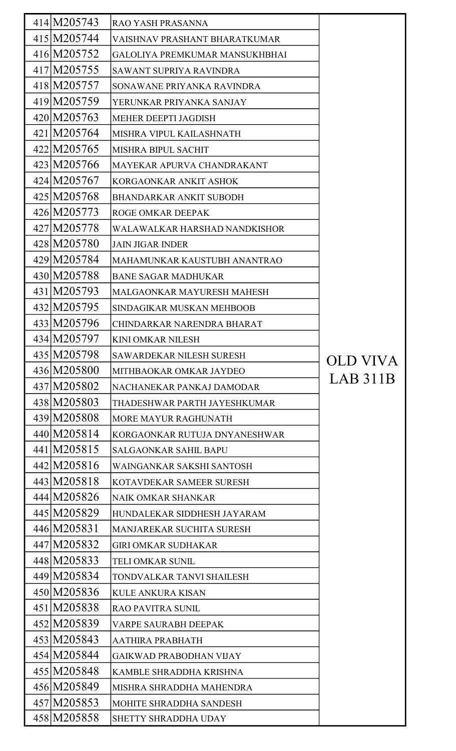| | | | |
|---|---|---|---|
| 414 | M205743 | RAO YASH PRASANNA | OLD VIVA LAB 311B |
| 415 | M205744 | VAISHNAV PRASHANT BHARATKUMAR | |
| 416 | M205752 | GALOLIYA PREMKUMAR MANSUKHBHAI | |
| 417 | M205755 | SAWANT SUPRIYA RAVINDRA | |
| 418 | M205757 | SONAWANE PRIYANKA RAVINDRA | |
| 419 | M205759 | YERUNKAR PRIYANKA SANJAY | |
| 420 | M205763 | MEHER DEEPTI JAGDISH | |
| 421 | M205764 | MISHRA VIPUL KAILASHNATH | |
| 422 | M205765 | MISHRA BIPUL SACHIT | |
| 423 | M205766 | MAYEKAR APURVA CHANDRAKANT | |
| 424 | M205767 | KORGAONKAR ANKIT ASHOK | |
| 425 | M205768 | BHANDARKAR ANKIT SUBODH | |
| 426 | M205773 | ROGE OMKAR DEEPAK | |
| 427 | M205778 | WALAWALKAR HARSHAD NANDKISHOR | |
| 428 | M205780 | JAIN JIGAR INDER | |
| 429 | M205784 | MAHAMUNKAR KAUSTUBH ANANTRAO | |
| 430 | M205788 | BANE SAGAR MADHUKAR | |
| 431 | M205793 | MALGAONKAR MAYURESH MAHESH | |
| 432 | M205795 | SINDAGIKAR MUSKAN MEHBOOB | |
| 433 | M205796 | CHINDARKAR NARENDRA BHARAT | |
| 434 | M205797 | KINI OMKAR NILESH | |
| 435 | M205798 | SAWARDEKAR NILESH SURESH | |
| 436 | M205800 | MITHBAOKAR OMKAR JAYDEO | |
| 437 | M205802 | NACHANEKAR PANKAJ DAMODAR | |
| 438 | M205803 | THADESHWAR PARTH JAYESHKUMAR | |
| 439 | M205808 | MORE MAYUR RAGHUNATH | |
| 440 | M205814 | KORGAONKAR RUTUJA DNYANESHWAR | |
| 441 | M205815 | SALGAONKAR SAHIL BAPU | |
| 442 | M205816 | WAINGANKAR SAKSHI SANTOSH | |
| 443 | M205818 | KOTAVDEKAR SAMEER SURESH | |
| 444 | M205826 | NAIK OMKAR SHANKAR | |
| 445 | M205829 | HUNDALEKAR SIDDHESH JAYARAM | |
| 446 | M205831 | MANJAREKAR SUCHITA SURESH | |
| 447 | M205832 | GIRI OMKAR SUDHAKAR | |
| 448 | M205833 | TELI OMKAR SUNIL | |
| 449 | M205834 | TONDVALKAR TANVI SHAILESH | |
| 450 | M205836 | KULE ANKURA KISAN | |
| 451 | M205838 | RAO PAVITRA SUNIL | |
| 452 | M205839 | VARPE SAURABH DEEPAK | |
| 453 | M205843 | AATHIRA PRABHATH | |
| 454 | M205844 | GAIKWAD PRABODHAN VIJAY | |
| 455 | M205848 | KAMBLE SHRADDHA KRISHNA | |
| 456 | M205849 | MISHRA SHRADDHA MAHENDRA | |
| 457 | M205853 | MOHITE SHRADDHA SANDESH | |
| 458 | M205858 | SHETTY SHRADDHA UDAY | |